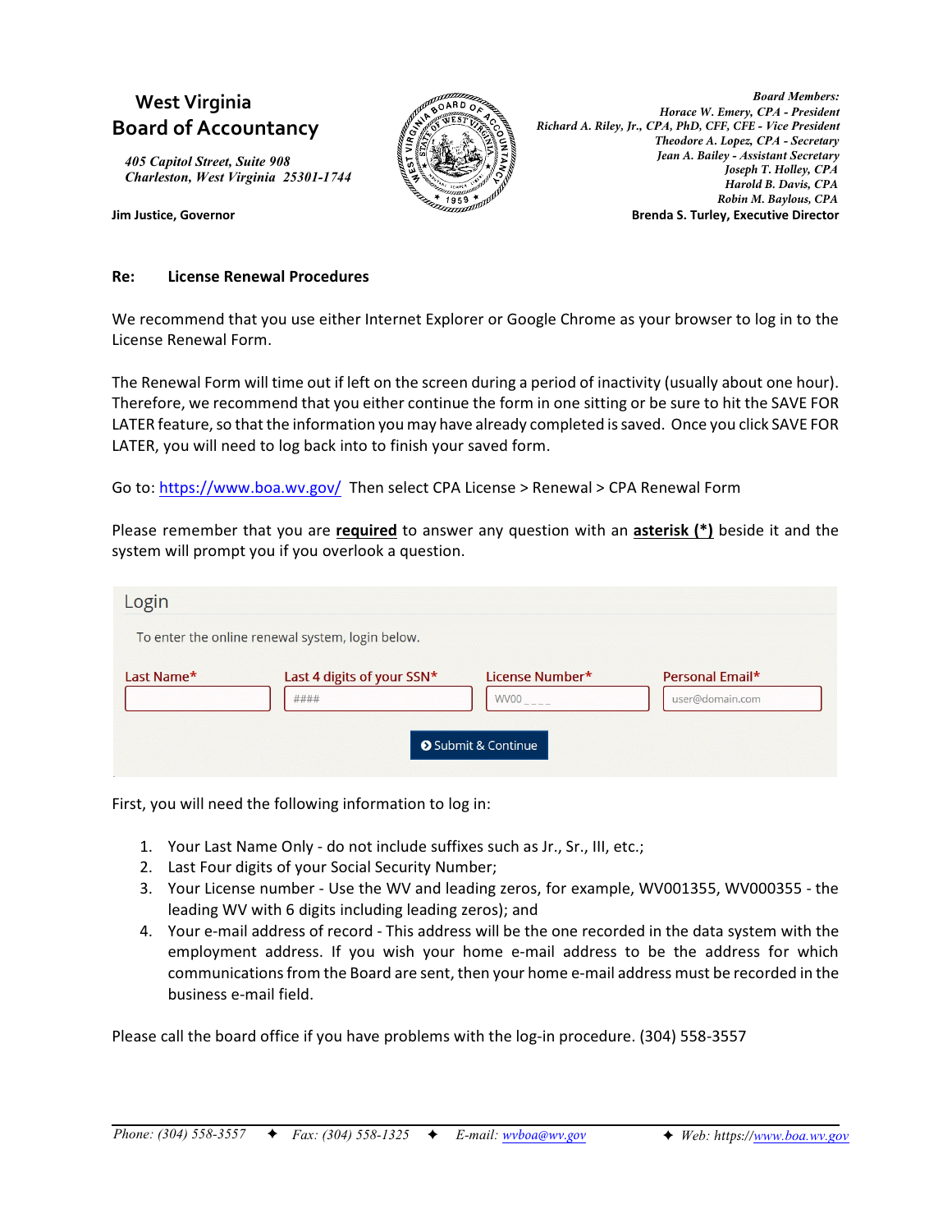# West Virginia Board of Accountancy

*405 Capitol Street, Suite 908*
*Charleston, West Virginia 25301-1744*

**Jim Justice, Governor**

***Board Members:***
*Horace W. Emery, CPA - President*
*Richard A. Riley, Jr., CPA, PhD, CFF, CFE - Vice President*
*Theodore A. Lopez, CPA - Secretary*
*Jean A. Bailey - Assistant Secretary*
*Joseph T. Holley, CPA*
*Harold B. Davis, CPA*
*Robin M. Baylous, CPA*
**Brenda S. Turley, Executive Director**

**Re: License Renewal Procedures**

We recommend that you use either Internet Explorer or Google Chrome as your browser to log in to the License Renewal Form.

The Renewal Form will time out if left on the screen during a period of inactivity (usually about one hour). Therefore, we recommend that you either continue the form in one sitting or be sure to hit the SAVE FOR LATER feature, so that the information you may have already completed is saved. Once you click SAVE FOR LATER, you will need to log back into to finish your saved form.

Go to: https://www.boa.wv.gov/ Then select CPA License > Renewal > CPA Renewal Form

Please remember that you are **required** to answer any question with an **asterisk (*)** beside it and the system will prompt you if you overlook a question.

Login

To enter the online renewal system, login below.

| Last Name* | Last 4 digits of your SSN* | License Number* | Personal Email* |
|---|---|---|---|
| | #### | WV00____ | user@domain.com |

Submit & Continue

First, you will need the following information to log in:

1. Your Last Name Only - do not include suffixes such as Jr., Sr., III, etc.;
2. Last Four digits of your Social Security Number;
3. Your License number - Use the WV and leading zeros, for example, WV001355, WV000355 - the leading WV with 6 digits including leading zeros); and
4. Your e-mail address of record - This address will be the one recorded in the data system with the employment address. If you wish your home e-mail address to be the address for which communications from the Board are sent, then your home e-mail address must be recorded in the business e-mail field.

Please call the board office if you have problems with the log-in procedure. (304) 558-3557

*Phone: (304) 558-3557 ✦ Fax: (304) 558-1325 ✦ E-mail: wvboa@wv.gov ✦ Web: https://www.boa.wv.gov*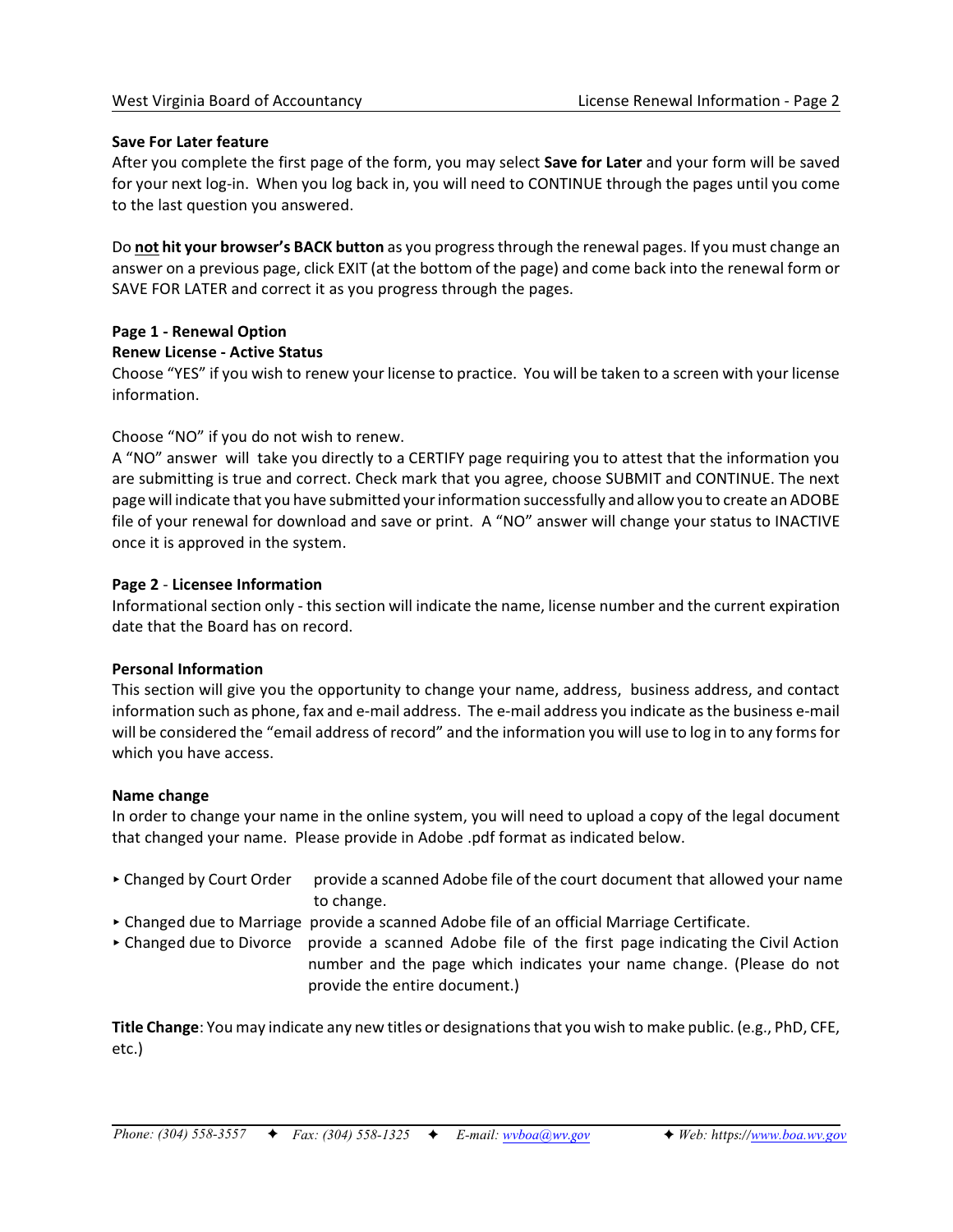**Save For Later feature**

After you complete the first page of the form, you may select **Save for Later** and your form will be saved for your next log-in. When you log back in, you will need to CONTINUE through the pages until you come to the last question you answered.

Do **not hit your browser's BACK button** as you progress through the renewal pages. If you must change an answer on a previous page, click EXIT (at the bottom of the page) and come back into the renewal form or SAVE FOR LATER and correct it as you progress through the pages.

**Page 1 - Renewal Option**

**Renew License - Active Status**

Choose "YES" if you wish to renew your license to practice. You will be taken to a screen with your license information.

Choose "NO" if you do not wish to renew.

A "NO" answer will take you directly to a CERTIFY page requiring you to attest that the information you are submitting is true and correct. Check mark that you agree, choose SUBMIT and CONTINUE. The next page will indicate that you have submitted your information successfully and allow you to create an ADOBE file of your renewal for download and save or print. A "NO" answer will change your status to INACTIVE once it is approved in the system.

**Page 2** - **Licensee Information**

Informational section only - this section will indicate the name, license number and the current expiration date that the Board has on record.

**Personal Information**

This section will give you the opportunity to change your name, address, business address, and contact information such as phone, fax and e-mail address. The e-mail address you indicate as the business e-mail will be considered the "email address of record" and the information you will use to log in to any forms for which you have access.

**Name change**

In order to change your name in the online system, you will need to upload a copy of the legal document that changed your name. Please provide in Adobe .pdf format as indicated below.

- Changed by Court Order — provide a scanned Adobe file of the court document that allowed your name to change.
- Changed due to Marriage — provide a scanned Adobe file of an official Marriage Certificate.
- Changed due to Divorce — provide a scanned Adobe file of the first page indicating the Civil Action number and the page which indicates your name change. (Please do not provide the entire document.)

**Title Change**: You may indicate any new titles or designations that you wish to make public. (e.g., PhD, CFE, etc.)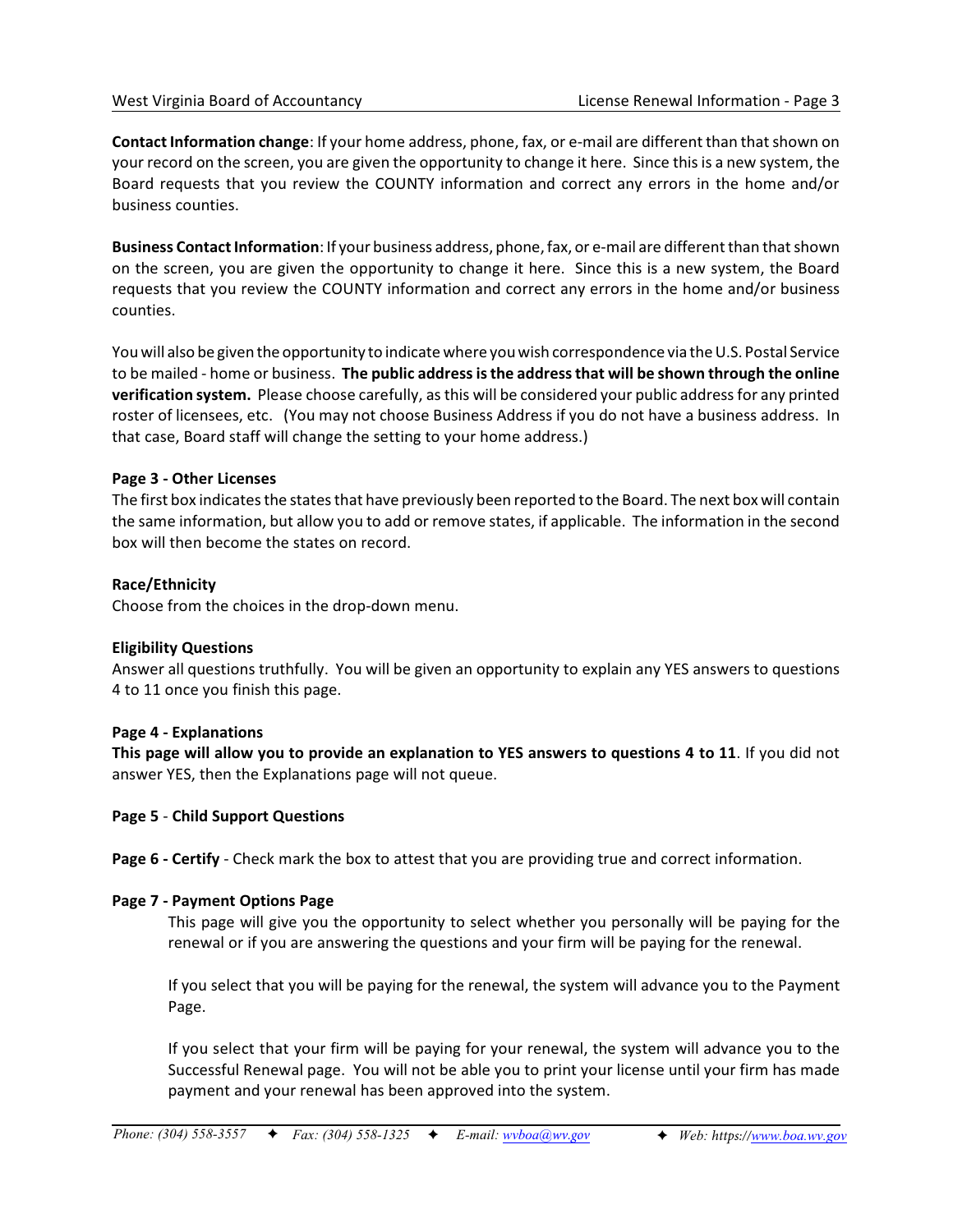**Contact Information change**: If your home address, phone, fax, or e-mail are different than that shown on your record on the screen, you are given the opportunity to change it here. Since this is a new system, the Board requests that you review the COUNTY information and correct any errors in the home and/or business counties.

**Business Contact Information**: If your business address, phone, fax, or e-mail are different than that shown on the screen, you are given the opportunity to change it here. Since this is a new system, the Board requests that you review the COUNTY information and correct any errors in the home and/or business counties.

You will also be given the opportunity to indicate where you wish correspondence via the U.S. Postal Service to be mailed - home or business. **The public address is the address that will be shown through the online verification system.** Please choose carefully, as this will be considered your public address for any printed roster of licensees, etc. (You may not choose Business Address if you do not have a business address. In that case, Board staff will change the setting to your home address.)

**Page 3 - Other Licenses**

The first box indicates the states that have previously been reported to the Board. The next box will contain the same information, but allow you to add or remove states, if applicable. The information in the second box will then become the states on record.

**Race/Ethnicity**

Choose from the choices in the drop-down menu.

**Eligibility Questions**

Answer all questions truthfully. You will be given an opportunity to explain any YES answers to questions 4 to 11 once you finish this page.

**Page 4 - Explanations**

**This page will allow you to provide an explanation to YES answers to questions 4 to 11**. If you did not answer YES, then the Explanations page will not queue.

**Page 5** - **Child Support Questions**

**Page 6 - Certify** - Check mark the box to attest that you are providing true and correct information.

**Page 7 - Payment Options Page**

This page will give you the opportunity to select whether you personally will be paying for the renewal or if you are answering the questions and your firm will be paying for the renewal.

If you select that you will be paying for the renewal, the system will advance you to the Payment Page.

If you select that your firm will be paying for your renewal, the system will advance you to the Successful Renewal page. You will not be able you to print your license until your firm has made payment and your renewal has been approved into the system.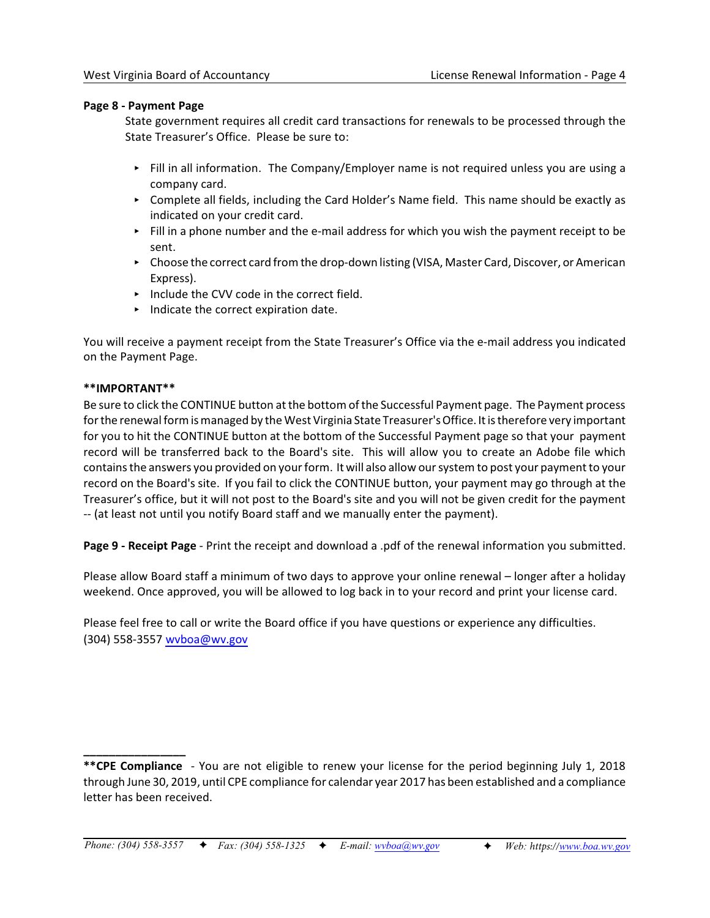**Page 8 - Payment Page**

State government requires all credit card transactions for renewals to be processed through the State Treasurer's Office. Please be sure to:

- Fill in all information. The Company/Employer name is not required unless you are using a company card.
- Complete all fields, including the Card Holder's Name field. This name should be exactly as indicated on your credit card.
- Fill in a phone number and the e-mail address for which you wish the payment receipt to be sent.
- Choose the correct card from the drop-down listing (VISA, Master Card, Discover, or American Express).
- Include the CVV code in the correct field.
- Indicate the correct expiration date.

You will receive a payment receipt from the State Treasurer's Office via the e-mail address you indicated on the Payment Page.

****IMPORTANT****

Be sure to click the CONTINUE button at the bottom of the Successful Payment page. The Payment process for the renewal form is managed by the West Virginia State Treasurer's Office. It is therefore very important for you to hit the CONTINUE button at the bottom of the Successful Payment page so that your payment record will be transferred back to the Board's site. This will allow you to create an Adobe file which contains the answers you provided on your form. It will also allow our system to post your payment to your record on the Board's site. If you fail to click the CONTINUE button, your payment may go through at the Treasurer's office, but it will not post to the Board's site and you will not be given credit for the payment -- (at least not until you notify Board staff and we manually enter the payment).

**Page 9 - Receipt Page** - Print the receipt and download a .pdf of the renewal information you submitted.

Please allow Board staff a minimum of two days to approve your online renewal – longer after a holiday weekend. Once approved, you will be allowed to log back in to your record and print your license card.

Please feel free to call or write the Board office if you have questions or experience any difficulties.
(304) 558-3557 wvboa@wv.gov

---

****CPE Compliance** - You are not eligible to renew your license for the period beginning July 1, 2018 through June 30, 2019, until CPE compliance for calendar year 2017 has been established and a compliance letter has been received.

*Phone: (304) 558-3557 ✦ Fax: (304) 558-1325 ✦ E-mail: wvboa@wv.gov ✦ Web: https://www.boa.wv.gov*